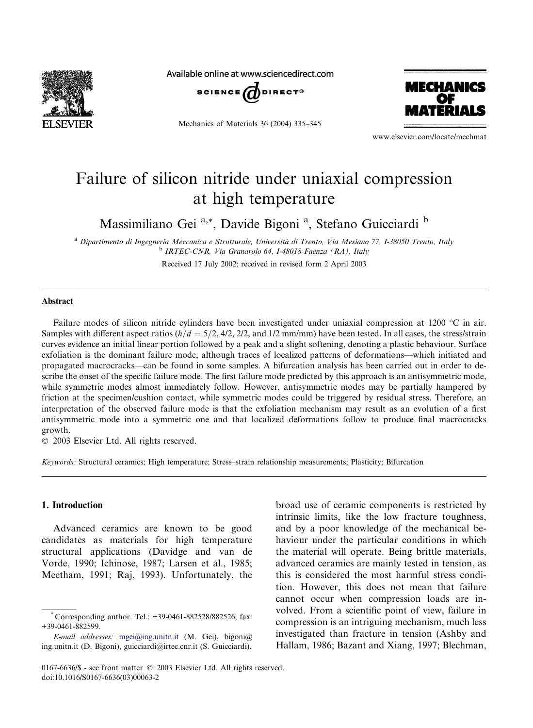# Failure of silicon nitride under uniaxial compression at high temperature

Massimiliano Gei [a,*], Davide Bigoni [a], Stefano Guicciardi [b]

[a] Dipartimento di Ingegneria Meccanica e Strutturale, Università di Trento, Via Mesiano 77, I-38050 Trento, Italy
[b] IRTEC-CNR, Via Granarolo 64, I-48018 Faenza (RA), Italy

Received 17 July 2002; received in revised form 2 April 2003

## Abstract

Failure modes of silicon nitride cylinders have been investigated under uniaxial compression at 1200 °C in air. Samples with different aspect ratios ($h/d = 5/2$, 4/2, 2/2, and 1/2 mm/mm) have been tested. In all cases, the stress/strain curves evidence an initial linear portion followed by a peak and a slight softening, denoting a plastic behaviour. Surface exfoliation is the dominant failure mode, although traces of localized patterns of deformations—which initiated and propagated macrocracks—can be found in some samples. A bifurcation analysis has been carried out in order to describe the onset of the specific failure mode. The first failure mode predicted by this approach is an antisymmetric mode, while symmetric modes almost immediately follow. However, antisymmetric modes may be partially hampered by friction at the specimen/cushion contact, while symmetric modes could be triggered by residual stress. Therefore, an interpretation of the observed failure mode is that the exfoliation mechanism may result as an evolution of a first antisymmetric mode into a symmetric one and that localized deformations follow to produce final macrocracks growth.

© 2003 Elsevier Ltd. All rights reserved.

*Keywords:* Structural ceramics; High temperature; Stress–strain relationship measurements; Plasticity; Bifurcation

## 1. Introduction

Advanced ceramics are known to be good candidates as materials for high temperature structural applications (Davidge and van de Vorde, 1990; Ichinose, 1987; Larsen et al., 1985; Meetham, 1991; Raj, 1993). Unfortunately, the broad use of ceramic components is restricted by intrinsic limits, like the low fracture toughness, and by a poor knowledge of the mechanical behaviour under the particular conditions in which the material will operate. Being brittle materials, advanced ceramics are mainly tested in tension, as this is considered the most harmful stress condition. However, this does not mean that failure cannot occur when compression loads are involved. From a scientific point of view, failure in compression is an intriguing mechanism, much less investigated than fracture in tension (Ashby and Hallam, 1986; Bazant and Xiang, 1997; Blechman,

---

\* Corresponding author. Tel.: +39-0461-882528/882526; fax: +39-0461-882599.

*E-mail addresses:* mgei@ing.unitn.it (M. Gei), bigoni@ing.unitn.it (D. Bigoni), guicciardi@irtec.cnr.it (S. Guicciardi).

0167-6636/$ - see front matter © 2003 Elsevier Ltd. All rights reserved.
doi:10.1016/S0167-6636(03)00063-2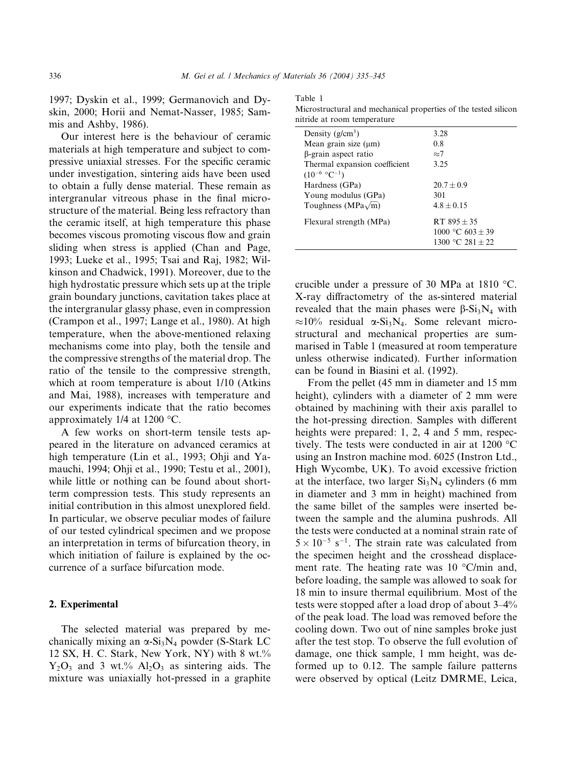1997; Dyskin et al., 1999; Germanovich and Dyskin, 2000; Horii and Nemat-Nasser, 1985; Sammis and Ashby, 1986).

Our interest here is the behaviour of ceramic materials at high temperature and subject to compressive uniaxial stresses. For the specific ceramic under investigation, sintering aids have been used to obtain a fully dense material. These remain as intergranular vitreous phase in the final microstructure of the material. Being less refractory than the ceramic itself, at high temperature this phase becomes viscous promoting viscous flow and grain sliding when stress is applied (Chan and Page, 1993; Lueke et al., 1995; Tsai and Raj, 1982; Wilkinson and Chadwick, 1991). Moreover, due to the high hydrostatic pressure which sets up at the triple grain boundary junctions, cavitation takes place at the intergranular glassy phase, even in compression (Crampon et al., 1997; Lange et al., 1980). At high temperature, when the above-mentioned relaxing mechanisms come into play, both the tensile and the compressive strengths of the material drop. The ratio of the tensile to the compressive strength, which at room temperature is about 1/10 (Atkins and Mai, 1988), increases with temperature and our experiments indicate that the ratio becomes approximately 1/4 at 1200 °C.

A few works on short-term tensile tests appeared in the literature on advanced ceramics at high temperature (Lin et al., 1993; Ohji and Yamauchi, 1994; Ohji et al., 1990; Testu et al., 2001), while little or nothing can be found about short-term compression tests. This study represents an initial contribution in this almost unexplored field. In particular, we observe peculiar modes of failure of our tested cylindrical specimen and we propose an interpretation in terms of bifurcation theory, in which initiation of failure is explained by the occurrence of a surface bifurcation mode.

## 2. Experimental

The selected material was prepared by mechanically mixing an $\alpha$-$Si_3N_4$ powder (S-Stark LC 12 SX, H. C. Stark, New York, NY) with 8 wt.% $Y_2O_3$ and 3 wt.% $Al_2O_3$ as sintering aids. The mixture was uniaxially hot-pressed in a graphite crucible under a pressure of 30 MPa at 1810 °C. X-ray diffractometry of the as-sintered material revealed that the main phases were $\beta$-$Si_3N_4$ with $\approx$10% residual $\alpha$-$Si_3N_4$. Some relevant microstructural and mechanical properties are summarised in Table 1 (measured at room temperature unless otherwise indicated). Further information can be found in Biasini et al. (1992).

Table 1
Microstructural and mechanical properties of the tested silicon nitride at room temperature

| Property | Value |
|---|---|
| Density (g/cm$^3$) | 3.28 |
| Mean grain size (μm) | 0.8 |
| β-grain aspect ratio | $\approx$7 |
| Thermal expansion coefficient ($10^{-6}$ °C$^{-1}$) | 3.25 |
| Hardness (GPa) | $20.7 \pm 0.9$ |
| Young modulus (GPa) | 301 |
| Toughness (MPa$\sqrt{m}$) | $4.8 \pm 0.15$ |
| Flexural strength (MPa) | RT $895 \pm 35$<br>1000 °C $603 \pm 39$<br>1300 °C $281 \pm 22$ |

From the pellet (45 mm in diameter and 15 mm height), cylinders with a diameter of 2 mm were obtained by machining with their axis parallel to the hot-pressing direction. Samples with different heights were prepared: 1, 2, 4 and 5 mm, respectively. The tests were conducted in air at 1200 °C using an Instron machine mod. 6025 (Instron Ltd., High Wycombe, UK). To avoid excessive friction at the interface, two larger $Si_3N_4$ cylinders (6 mm in diameter and 3 mm in height) machined from the same billet of the samples were inserted between the sample and the alumina pushrods. All the tests were conducted at a nominal strain rate of $5 \times 10^{-5}$ s$^{-1}$. The strain rate was calculated from the specimen height and the crosshead displacement rate. The heating rate was 10 °C/min and, before loading, the sample was allowed to soak for 18 min to insure thermal equilibrium. Most of the tests were stopped after a load drop of about 3–4% of the peak load. The load was removed before the cooling down. Two out of nine samples broke just after the test stop. To observe the full evolution of damage, one thick sample, 1 mm height, was deformed up to 0.12. The sample failure patterns were observed by optical (Leitz DMRME, Leica,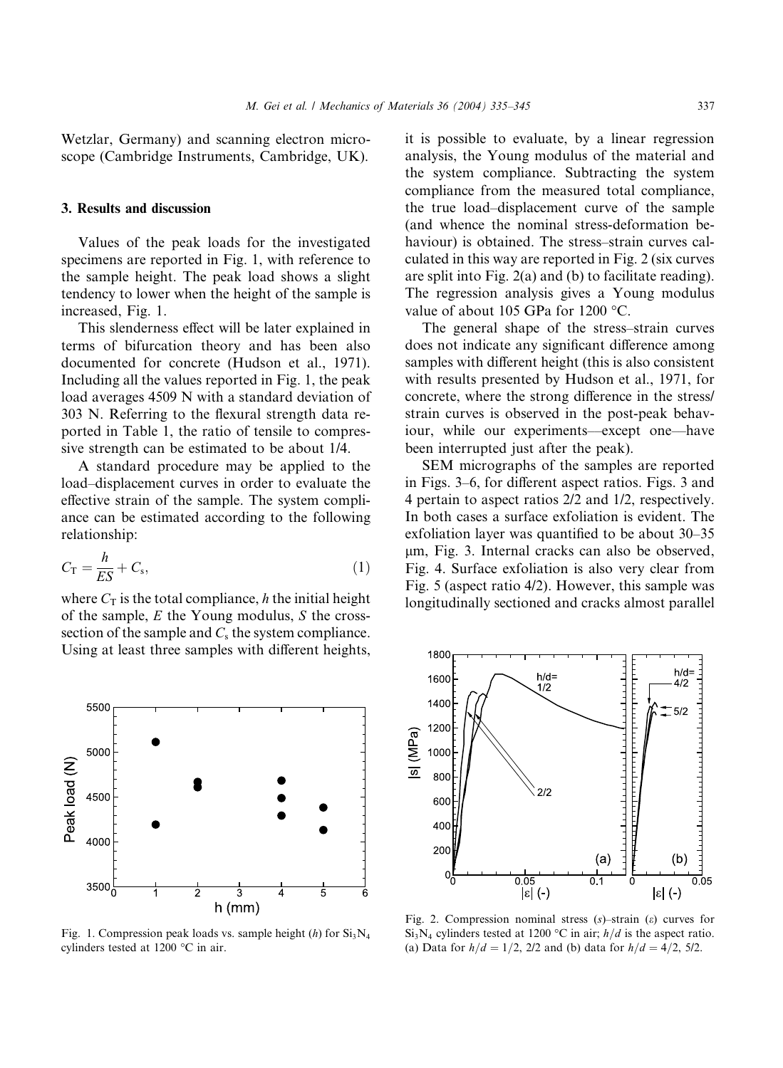Wetzlar, Germany) and scanning electron microscope (Cambridge Instruments, Cambridge, UK).

## 3. Results and discussion

Values of the peak loads for the investigated specimens are reported in Fig. 1, with reference to the sample height. The peak load shows a slight tendency to lower when the height of the sample is increased, Fig. 1.

This slenderness effect will be later explained in terms of bifurcation theory and has been also documented for concrete (Hudson et al., 1971). Including all the values reported in Fig. 1, the peak load averages 4509 N with a standard deviation of 303 N. Referring to the flexural strength data reported in Table 1, the ratio of tensile to compressive strength can be estimated to be about 1/4.

A standard procedure may be applied to the load–displacement curves in order to evaluate the effective strain of the sample. The system compliance can be estimated according to the following relationship:

$$C_T = \frac{h}{ES} + C_s, \tag{1}$$

where $C_T$ is the total compliance, $h$ the initial height of the sample, $E$ the Young modulus, $S$ the cross-section of the sample and $C_s$ the system compliance. Using at least three samples with different heights, it is possible to evaluate, by a linear regression analysis, the Young modulus of the material and the system compliance. Subtracting the system compliance from the measured total compliance, the true load–displacement curve of the sample (and whence the nominal stress-deformation behaviour) is obtained. The stress–strain curves calculated in this way are reported in Fig. 2 (six curves are split into Fig. 2(a) and (b) to facilitate reading). The regression analysis gives a Young modulus value of about 105 GPa for 1200 °C.

The general shape of the stress–strain curves does not indicate any significant difference among samples with different height (this is also consistent with results presented by Hudson et al., 1971, for concrete, where the strong difference in the stress/strain curves is observed in the post-peak behaviour, while our experiments—except one—have been interrupted just after the peak).

SEM micrographs of the samples are reported in Figs. 3–6, for different aspect ratios. Figs. 3 and 4 pertain to aspect ratios 2/2 and 1/2, respectively. In both cases a surface exfoliation is evident. The exfoliation layer was quantified to be about 30–35 μm, Fig. 3. Internal cracks can also be observed, Fig. 4. Surface exfoliation is also very clear from Fig. 5 (aspect ratio 4/2). However, this sample was longitudinally sectioned and cracks almost parallel

Fig. 1. Compression peak loads vs. sample height ($h$) for $Si_3N_4$ cylinders tested at 1200 °C in air.

Fig. 2. Compression nominal stress ($s$)–strain ($\varepsilon$) curves for $Si_3N_4$ cylinders tested at 1200 °C in air; $h/d$ is the aspect ratio. (a) Data for $h/d = 1/2$, 2/2 and (b) data for $h/d = 4/2$, 5/2.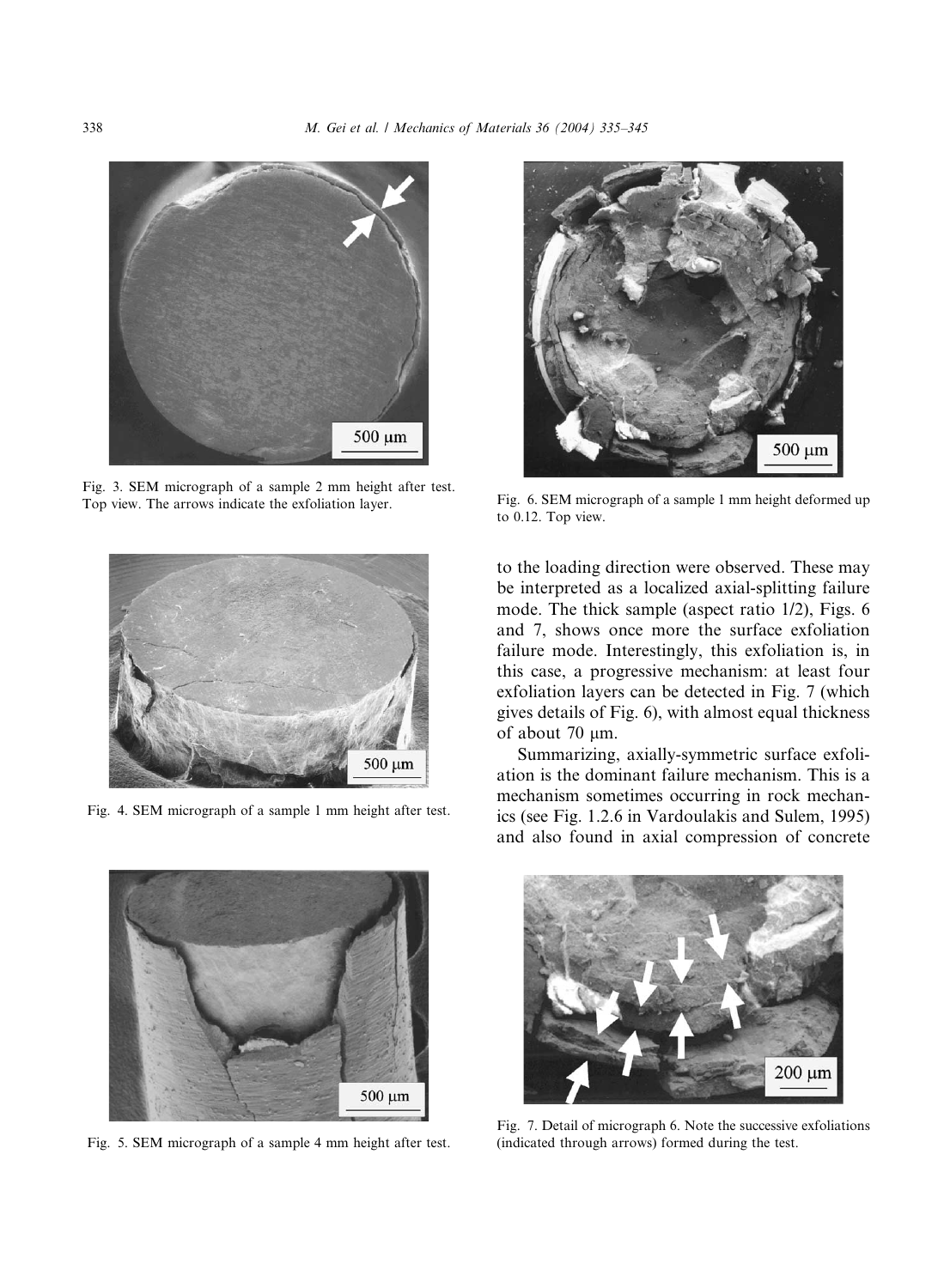Fig. 3. SEM micrograph of a sample 2 mm height after test. Top view. The arrows indicate the exfoliation layer.

Fig. 4. SEM micrograph of a sample 1 mm height after test.

Fig. 5. SEM micrograph of a sample 4 mm height after test.

Fig. 6. SEM micrograph of a sample 1 mm height deformed up to 0.12. Top view.

to the loading direction were observed. These may be interpreted as a localized axial-splitting failure mode. The thick sample (aspect ratio 1/2), Figs. 6 and 7, shows once more the surface exfoliation failure mode. Interestingly, this exfoliation is, in this case, a progressive mechanism: at least four exfoliation layers can be detected in Fig. 7 (which gives details of Fig. 6), with almost equal thickness of about 70 μm.

Summarizing, axially-symmetric surface exfoliation is the dominant failure mechanism. This is a mechanism sometimes occurring in rock mechanics (see Fig. 1.2.6 in Vardoulakis and Sulem, 1995) and also found in axial compression of concrete

Fig. 7. Detail of micrograph 6. Note the successive exfoliations (indicated through arrows) formed during the test.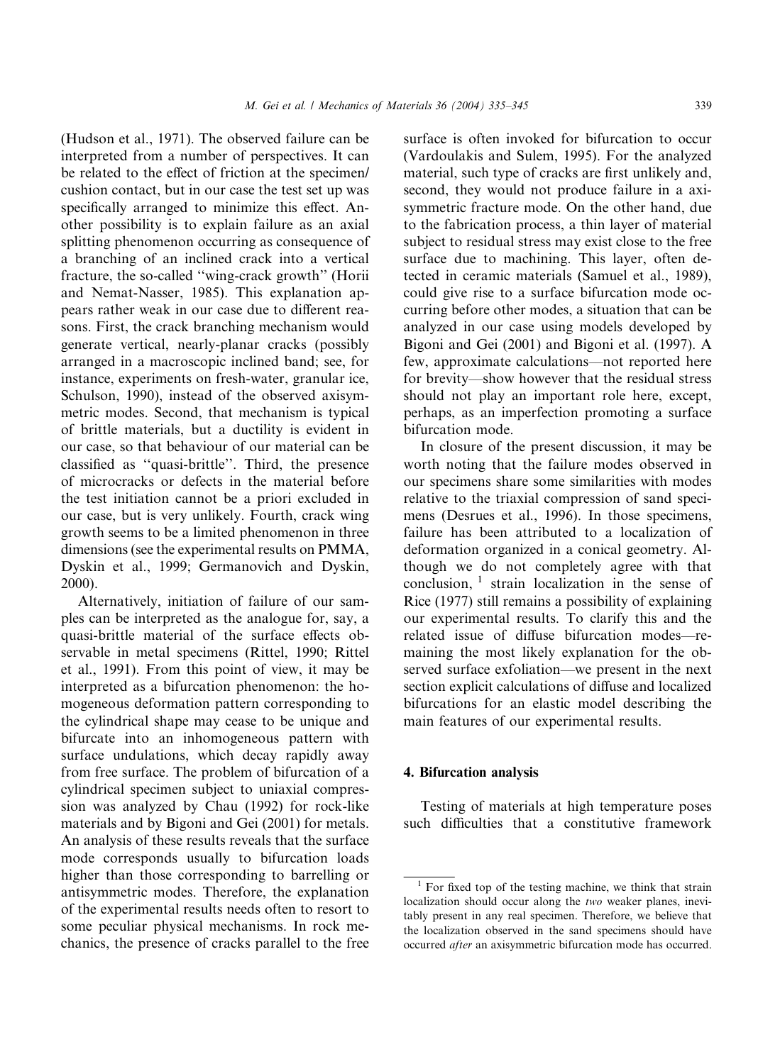(Hudson et al., 1971). The observed failure can be interpreted from a number of perspectives. It can be related to the effect of friction at the specimen/cushion contact, but in our case the test set up was specifically arranged to minimize this effect. Another possibility is to explain failure as an axial splitting phenomenon occurring as consequence of a branching of an inclined crack into a vertical fracture, the so-called ''wing-crack growth'' (Horii and Nemat-Nasser, 1985). This explanation appears rather weak in our case due to different reasons. First, the crack branching mechanism would generate vertical, nearly-planar cracks (possibly arranged in a macroscopic inclined band; see, for instance, experiments on fresh-water, granular ice, Schulson, 1990), instead of the observed axisymmetric modes. Second, that mechanism is typical of brittle materials, but a ductility is evident in our case, so that behaviour of our material can be classified as ''quasi-brittle''. Third, the presence of microcracks or defects in the material before the test initiation cannot be a priori excluded in our case, but is very unlikely. Fourth, crack wing growth seems to be a limited phenomenon in three dimensions (see the experimental results on PMMA, Dyskin et al., 1999; Germanovich and Dyskin, 2000).

Alternatively, initiation of failure of our samples can be interpreted as the analogue for, say, a quasi-brittle material of the surface effects observable in metal specimens (Rittel, 1990; Rittel et al., 1991). From this point of view, it may be interpreted as a bifurcation phenomenon: the homogeneous deformation pattern corresponding to the cylindrical shape may cease to be unique and bifurcate into an inhomogeneous pattern with surface undulations, which decay rapidly away from free surface. The problem of bifurcation of a cylindrical specimen subject to uniaxial compression was analyzed by Chau (1992) for rock-like materials and by Bigoni and Gei (2001) for metals. An analysis of these results reveals that the surface mode corresponds usually to bifurcation loads higher than those corresponding to barrelling or antisymmetric modes. Therefore, the explanation of the experimental results needs often to resort to some peculiar physical mechanisms. In rock mechanics, the presence of cracks parallel to the free surface is often invoked for bifurcation to occur (Vardoulakis and Sulem, 1995). For the analyzed material, such type of cracks are first unlikely and, second, they would not produce failure in a axisymmetric fracture mode. On the other hand, due to the fabrication process, a thin layer of material subject to residual stress may exist close to the free surface due to machining. This layer, often detected in ceramic materials (Samuel et al., 1989), could give rise to a surface bifurcation mode occurring before other modes, a situation that can be analyzed in our case using models developed by Bigoni and Gei (2001) and Bigoni et al. (1997). A few, approximate calculations—not reported here for brevity—show however that the residual stress should not play an important role here, except, perhaps, as an imperfection promoting a surface bifurcation mode.

In closure of the present discussion, it may be worth noting that the failure modes observed in our specimens share some similarities with modes relative to the triaxial compression of sand specimens (Desrues et al., 1996). In those specimens, failure has been attributed to a localization of deformation organized in a conical geometry. Although we do not completely agree with that conclusion, [1] strain localization in the sense of Rice (1977) still remains a possibility of explaining our experimental results. To clarify this and the related issue of diffuse bifurcation modes—remaining the most likely explanation for the observed surface exfoliation—we present in the next section explicit calculations of diffuse and localized bifurcations for an elastic model describing the main features of our experimental results.

## 4. Bifurcation analysis

Testing of materials at high temperature poses such difficulties that a constitutive framework

[1] For fixed top of the testing machine, we think that strain localization should occur along the *two* weaker planes, inevitably present in any real specimen. Therefore, we believe that the localization observed in the sand specimens should have occurred *after* an axisymmetric bifurcation mode has occurred.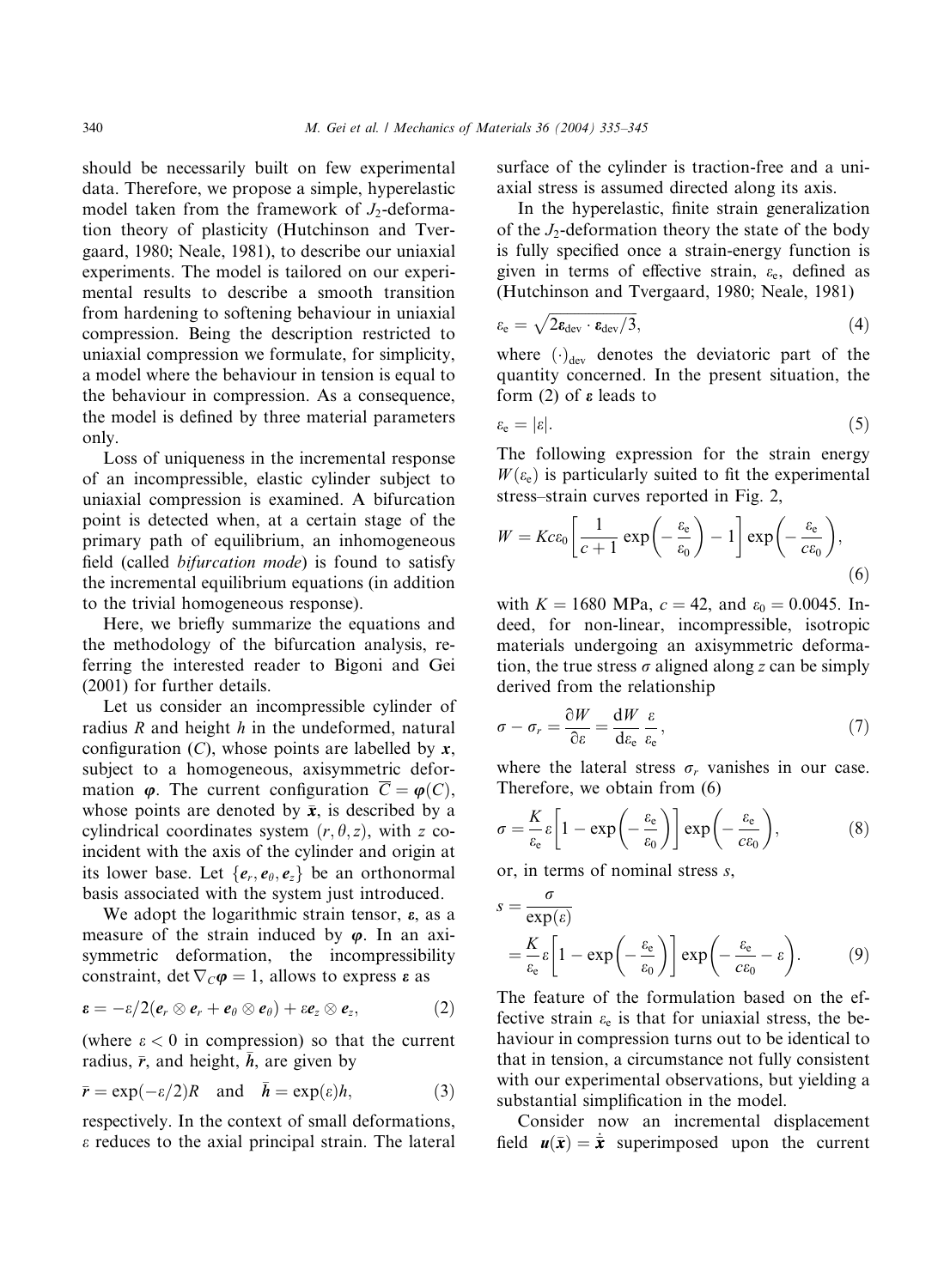should be necessarily built on few experimental data. Therefore, we propose a simple, hyperelastic model taken from the framework of $J_2$-deformation theory of plasticity (Hutchinson and Tvergaard, 1980; Neale, 1981), to describe our uniaxial experiments. The model is tailored on our experimental results to describe a smooth transition from hardening to softening behaviour in uniaxial compression. Being the description restricted to uniaxial compression we formulate, for simplicity, a model where the behaviour in tension is equal to the behaviour in compression. As a consequence, the model is defined by three material parameters only.

Loss of uniqueness in the incremental response of an incompressible, elastic cylinder subject to uniaxial compression is examined. A bifurcation point is detected when, at a certain stage of the primary path of equilibrium, an inhomogeneous field (called *bifurcation mode*) is found to satisfy the incremental equilibrium equations (in addition to the trivial homogeneous response).

Here, we briefly summarize the equations and the methodology of the bifurcation analysis, referring the interested reader to Bigoni and Gei (2001) for further details.

Let us consider an incompressible cylinder of radius $R$ and height $h$ in the undeformed, natural configuration $(C)$, whose points are labelled by $\boldsymbol{x}$, subject to a homogeneous, axisymmetric deformation $\boldsymbol{\varphi}$. The current configuration $\overline{C} = \boldsymbol{\varphi}(C)$, whose points are denoted by $\bar{\boldsymbol{x}}$, is described by a cylindrical coordinates system $(r, \theta, z)$, with $z$ coincident with the axis of the cylinder and origin at its lower base. Let $\{\boldsymbol{e}_r, \boldsymbol{e}_\theta, \boldsymbol{e}_z\}$ be an orthonormal basis associated with the system just introduced.

We adopt the logarithmic strain tensor, $\boldsymbol{\varepsilon}$, as a measure of the strain induced by $\boldsymbol{\varphi}$. In an axisymmetric deformation, the incompressibility constraint, $\det \nabla_C \boldsymbol{\varphi} = 1$, allows to express $\boldsymbol{\varepsilon}$ as

$$\boldsymbol{\varepsilon} = -\varepsilon/2(\boldsymbol{e}_r \otimes \boldsymbol{e}_r + \boldsymbol{e}_\theta \otimes \boldsymbol{e}_\theta) + \varepsilon \boldsymbol{e}_z \otimes \boldsymbol{e}_z, \tag{2}$$

(where $\varepsilon < 0$ in compression) so that the current radius, $\bar{r}$, and height, $\bar{h}$, are given by

$$\bar{r} = \exp(-\varepsilon/2)R \quad \text{and} \quad \bar{h} = \exp(\varepsilon)h, \tag{3}$$

respectively. In the context of small deformations, $\varepsilon$ reduces to the axial principal strain. The lateral surface of the cylinder is traction-free and a uniaxial stress is assumed directed along its axis.

In the hyperelastic, finite strain generalization of the $J_2$-deformation theory the state of the body is fully specified once a strain-energy function is given in terms of effective strain, $\varepsilon_e$, defined as (Hutchinson and Tvergaard, 1980; Neale, 1981)

$$\varepsilon_e = \sqrt{2\boldsymbol{\varepsilon}_{dev} \cdot \boldsymbol{\varepsilon}_{dev}/3}, \tag{4}$$

where $(\cdot)_{dev}$ denotes the deviatoric part of the quantity concerned. In the present situation, the form (2) of $\boldsymbol{\varepsilon}$ leads to

$$\varepsilon_e = |\varepsilon|. \tag{5}$$

The following expression for the strain energy $W(\varepsilon_e)$ is particularly suited to fit the experimental stress–strain curves reported in Fig. 2,

$$W = Kc\varepsilon_0 \left[ \frac{1}{c+1} \exp\left(-\frac{\varepsilon_e}{\varepsilon_0}\right) - 1 \right] \exp\left(-\frac{\varepsilon_e}{c\varepsilon_0}\right), \tag{6}$$

with $K = 1680$ MPa, $c = 42$, and $\varepsilon_0 = 0.0045$. Indeed, for non-linear, incompressible, isotropic materials undergoing an axisymmetric deformation, the true stress $\sigma$ aligned along $z$ can be simply derived from the relationship

$$\sigma - \sigma_r = \frac{\partial W}{\partial \varepsilon} = \frac{dW}{d\varepsilon_e} \frac{\varepsilon}{\varepsilon_e}, \tag{7}$$

where the lateral stress $\sigma_r$ vanishes in our case. Therefore, we obtain from (6)

$$\sigma = \frac{K}{\varepsilon_e} \varepsilon \left[ 1 - \exp\left(-\frac{\varepsilon_e}{\varepsilon_0}\right) \right] \exp\left(-\frac{\varepsilon_e}{c\varepsilon_0}\right), \tag{8}$$

or, in terms of nominal stress $s$,

$$s = \frac{\sigma}{\exp(\varepsilon)} = \frac{K}{\varepsilon_e} \varepsilon \left[ 1 - \exp\left(-\frac{\varepsilon_e}{\varepsilon_0}\right) \right] \exp\left(-\frac{\varepsilon_e}{c\varepsilon_0} - \varepsilon\right). \tag{9}$$

The feature of the formulation based on the effective strain $\varepsilon_e$ is that for uniaxial stress, the behaviour in compression turns out to be identical to that in tension, a circumstance not fully consistent with our experimental observations, but yielding a substantial simplification in the model.

Consider now an incremental displacement field $\boldsymbol{u}(\bar{\boldsymbol{x}}) = \dot{\bar{\boldsymbol{x}}}$ superimposed upon the current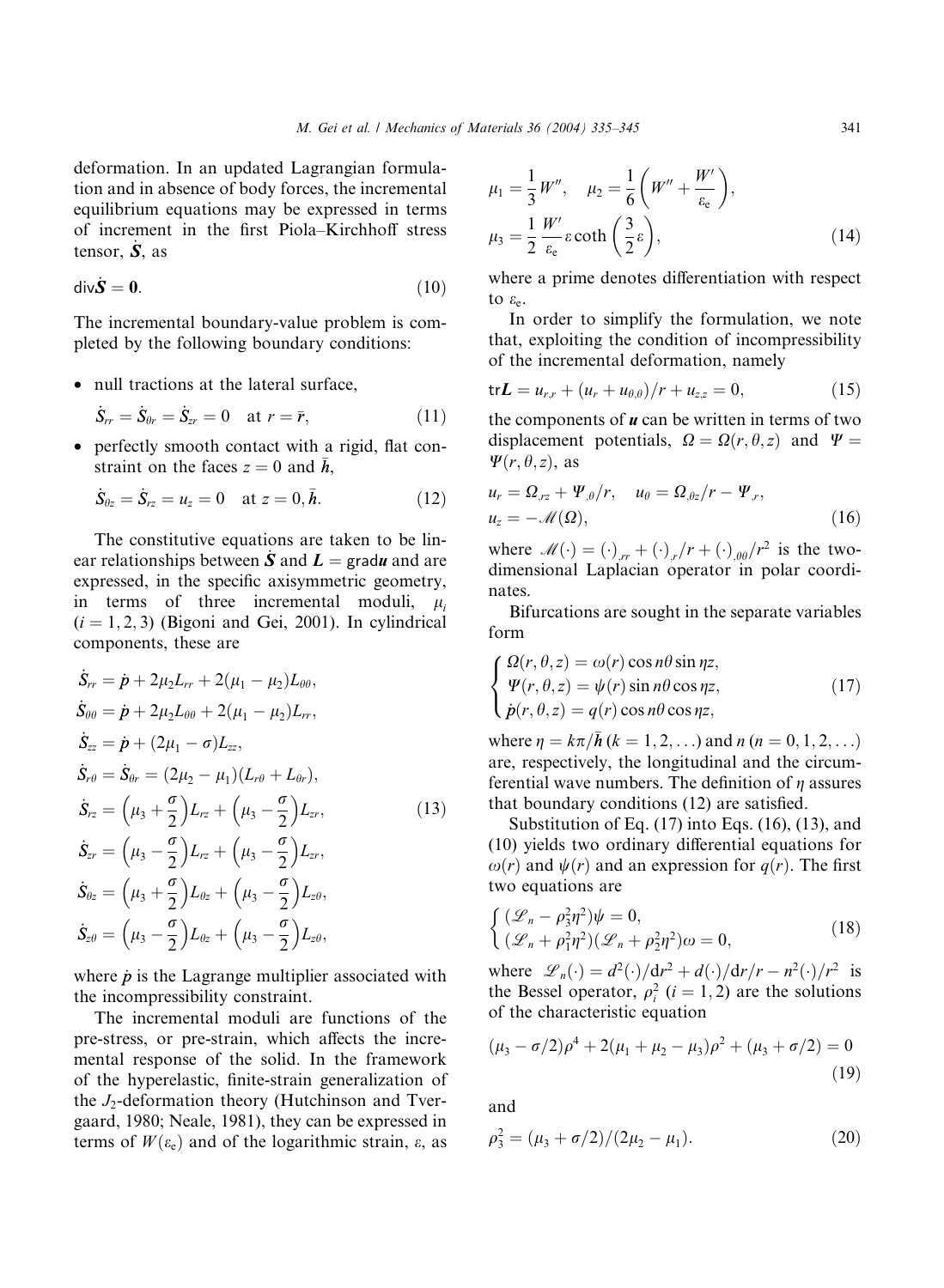deformation. In an updated Lagrangian formulation and in absence of body forces, the incremental equilibrium equations may be expressed in terms of increment in the first Piola–Kirchhoff stress tensor, $\dot{\boldsymbol{S}}$, as

$$\mathrm{div}\dot{\boldsymbol{S}} = \boldsymbol{0}. \tag{10}$$

The incremental boundary-value problem is completed by the following boundary conditions:

- null tractions at the lateral surface,

$$\dot{S}_{rr} = \dot{S}_{\theta r} = \dot{S}_{zr} = 0 \quad \text{at } r = \bar{r}, \tag{11}$$

- perfectly smooth contact with a rigid, flat constraint on the faces $z = 0$ and $\bar{h}$,

$$\dot{S}_{\theta z} = \dot{S}_{rz} = u_z = 0 \quad \text{at } z = 0, \bar{h}. \tag{12}$$

The constitutive equations are taken to be linear relationships between $\dot{\boldsymbol{S}}$ and $\boldsymbol{L} = \mathrm{grad}\boldsymbol{u}$ and are expressed, in the specific axisymmetric geometry, in terms of three incremental moduli, $\mu_i$ $(i = 1, 2, 3)$ (Bigoni and Gei, 2001). In cylindrical components, these are

$$
\begin{aligned}
&\dot{S}_{rr} = \dot{p} + 2\mu_2 L_{rr} + 2(\mu_1 - \mu_2)L_{\theta\theta},\\
&\dot{S}_{\theta\theta} = \dot{p} + 2\mu_2 L_{\theta\theta} + 2(\mu_1 - \mu_2)L_{rr},\\
&\dot{S}_{zz} = \dot{p} + (2\mu_1 - \sigma)L_{zz},\\
&\dot{S}_{r\theta} = \dot{S}_{\theta r} = (2\mu_2 - \mu_1)(L_{r\theta} + L_{\theta r}),\\
&\dot{S}_{rz} = \left(\mu_3 + \frac{\sigma}{2}\right)L_{rz} + \left(\mu_3 - \frac{\sigma}{2}\right)L_{zr},\\
&\dot{S}_{zr} = \left(\mu_3 - \frac{\sigma}{2}\right)L_{rz} + \left(\mu_3 - \frac{\sigma}{2}\right)L_{zr},\\
&\dot{S}_{\theta z} = \left(\mu_3 + \frac{\sigma}{2}\right)L_{\theta z} + \left(\mu_3 - \frac{\sigma}{2}\right)L_{z\theta},\\
&\dot{S}_{z\theta} = \left(\mu_3 - \frac{\sigma}{2}\right)L_{\theta z} + \left(\mu_3 - \frac{\sigma}{2}\right)L_{z\theta},
\end{aligned}
\tag{13}
$$

where $\dot{p}$ is the Lagrange multiplier associated with the incompressibility constraint.

The incremental moduli are functions of the pre-stress, or pre-strain, which affects the incremental response of the solid. In the framework of the hyperelastic, finite-strain generalization of the $J_2$-deformation theory (Hutchinson and Tvergaard, 1980; Neale, 1981), they can be expressed in terms of $W(\varepsilon_e)$ and of the logarithmic strain, $\varepsilon$, as

$$
\mu_1 = \frac{1}{3}W'', \quad \mu_2 = \frac{1}{6}\left(W'' + \frac{W'}{\varepsilon_e}\right),
\quad
\mu_3 = \frac{1}{2}\frac{W'}{\varepsilon_e}\varepsilon\coth\left(\frac{3}{2}\varepsilon\right),
\tag{14}
$$

where a prime denotes differentiation with respect to $\varepsilon_e$.

In order to simplify the formulation, we note that, exploiting the condition of incompressibility of the incremental deformation, namely

$$\mathrm{tr}\boldsymbol{L} = u_{r,r} + (u_r + u_{\theta,\theta})/r + u_{z,z} = 0, \tag{15}$$

the components of $\boldsymbol{u}$ can be written in terms of two displacement potentials, $\Omega = \Omega(r, \theta, z)$ and $\Psi = \Psi(r, \theta, z)$, as

$$
u_r = \Omega_{,rz} + \Psi_{,\theta}/r, \quad u_\theta = \Omega_{,\theta z}/r - \Psi_{,r},
\quad
u_z = -\mathscr{M}(\Omega),
\tag{16}
$$

where $\mathscr{M}(\cdot) = (\cdot)_{,rr} + (\cdot)_{,r}/r + (\cdot)_{,\theta\theta}/r^2$ is the two-dimensional Laplacian operator in polar coordinates.

Bifurcations are sought in the separate variables form

$$
\begin{cases}
\Omega(r, \theta, z) = \omega(r)\cos n\theta \sin \eta z,\\
\Psi(r, \theta, z) = \psi(r)\sin n\theta \cos \eta z,\\
\dot{p}(r, \theta, z) = q(r)\cos n\theta \cos \eta z,
\end{cases}
\tag{17}
$$

where $\eta = k\pi/\bar{h}$ $(k = 1, 2, \ldots)$ and $n$ $(n = 0, 1, 2, \ldots)$ are, respectively, the longitudinal and the circumferential wave numbers. The definition of $\eta$ assures that boundary conditions (12) are satisfied.

Substitution of Eq. (17) into Eqs. (16), (13), and (10) yields two ordinary differential equations for $\omega(r)$ and $\psi(r)$ and an expression for $q(r)$. The first two equations are

$$
\begin{cases}
(\mathscr{L}_n - \rho_3^2\eta^2)\psi = 0,\\
(\mathscr{L}_n + \rho_1^2\eta^2)(\mathscr{L}_n + \rho_2^2\eta^2)\omega = 0,
\end{cases}
\tag{18}
$$

where $\mathscr{L}_n(\cdot) = d^2(\cdot)/dr^2 + d(\cdot)/dr/r - n^2(\cdot)/r^2$ is the Bessel operator, $\rho_i^2$ $(i = 1, 2)$ are the solutions of the characteristic equation

$$(\mu_3 - \sigma/2)\rho^4 + 2(\mu_1 + \mu_2 - \mu_3)\rho^2 + (\mu_3 + \sigma/2) = 0 \tag{19}$$

and

$$\rho_3^2 = (\mu_3 + \sigma/2)/(2\mu_2 - \mu_1). \tag{20}$$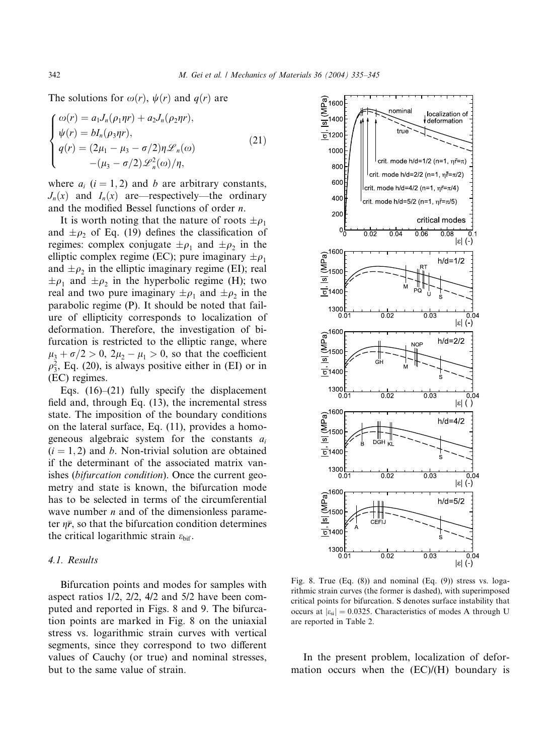The solutions for $\omega(r)$, $\psi(r)$ and $q(r)$ are

$$\begin{cases} \omega(r) = a_1 J_n(\rho_1 \eta r) + a_2 J_n(\rho_2 \eta r), \\ \psi(r) = b I_n(\rho_3 \eta r), \\ q(r) = (2\mu_1 - \mu_3 - \sigma/2)\eta \mathscr{L}_n(\omega) \\ \qquad -(\mu_3 - \sigma/2)\mathscr{L}_n^2(\omega)/\eta, \end{cases} \tag{21}$$

where $a_i$ $(i = 1, 2)$ and $b$ are arbitrary constants, $J_n(x)$ and $I_n(x)$ are—respectively—the ordinary and the modified Bessel functions of order $n$.

It is worth noting that the nature of roots $\pm\rho_1$ and $\pm\rho_2$ of Eq. (19) defines the classification of regimes: complex conjugate $\pm\rho_1$ and $\pm\rho_2$ in the elliptic complex regime (EC); pure imaginary $\pm\rho_1$ and $\pm\rho_2$ in the elliptic imaginary regime (EI); real $\pm\rho_1$ and $\pm\rho_2$ in the hyperbolic regime (H); two real and two pure imaginary $\pm\rho_1$ and $\pm\rho_2$ in the parabolic regime (P). It should be noted that failure of ellipticity corresponds to localization of deformation. Therefore, the investigation of bifurcation is restricted to the elliptic range, where $\mu_3 + \sigma/2 > 0$, $2\mu_2 - \mu_1 > 0$, so that the coefficient $\rho_3^2$, Eq. (20), is always positive either in (EI) or in (EC) regimes.

Eqs. (16)–(21) fully specify the displacement field and, through Eq. (13), the incremental stress state. The imposition of the boundary conditions on the lateral surface, Eq. (11), provides a homogeneous algebraic system for the constants $a_i$ $(i = 1, 2)$ and $b$. Non-trivial solution are obtained if the determinant of the associated matrix vanishes (*bifurcation condition*). Once the current geometry and state is known, the bifurcation mode has to be selected in terms of the circumferential wave number $n$ and of the dimensionless parameter $\eta\bar{r}$, so that the bifurcation condition determines the critical logarithmic strain $\varepsilon_{\text{bif}}$.

### 4.1. Results

Bifurcation points and modes for samples with aspect ratios 1/2, 2/2, 4/2 and 5/2 have been computed and reported in Figs. 8 and 9. The bifurcation points are marked in Fig. 8 on the uniaxial stress vs. logarithmic strain curves with vertical segments, since they correspond to two different values of Cauchy (or true) and nominal stresses, but to the same value of strain.

Fig. 8. True (Eq. (8)) and nominal (Eq. (9)) stress vs. logarithmic strain curves (the former is dashed), with superimposed critical points for bifurcation. S denotes surface instability that occurs at $|\varepsilon_{\text{si}}| = 0.0325$. Characteristics of modes A through U are reported in Table 2.

In the present problem, localization of deformation occurs when the (EC)/(H) boundary is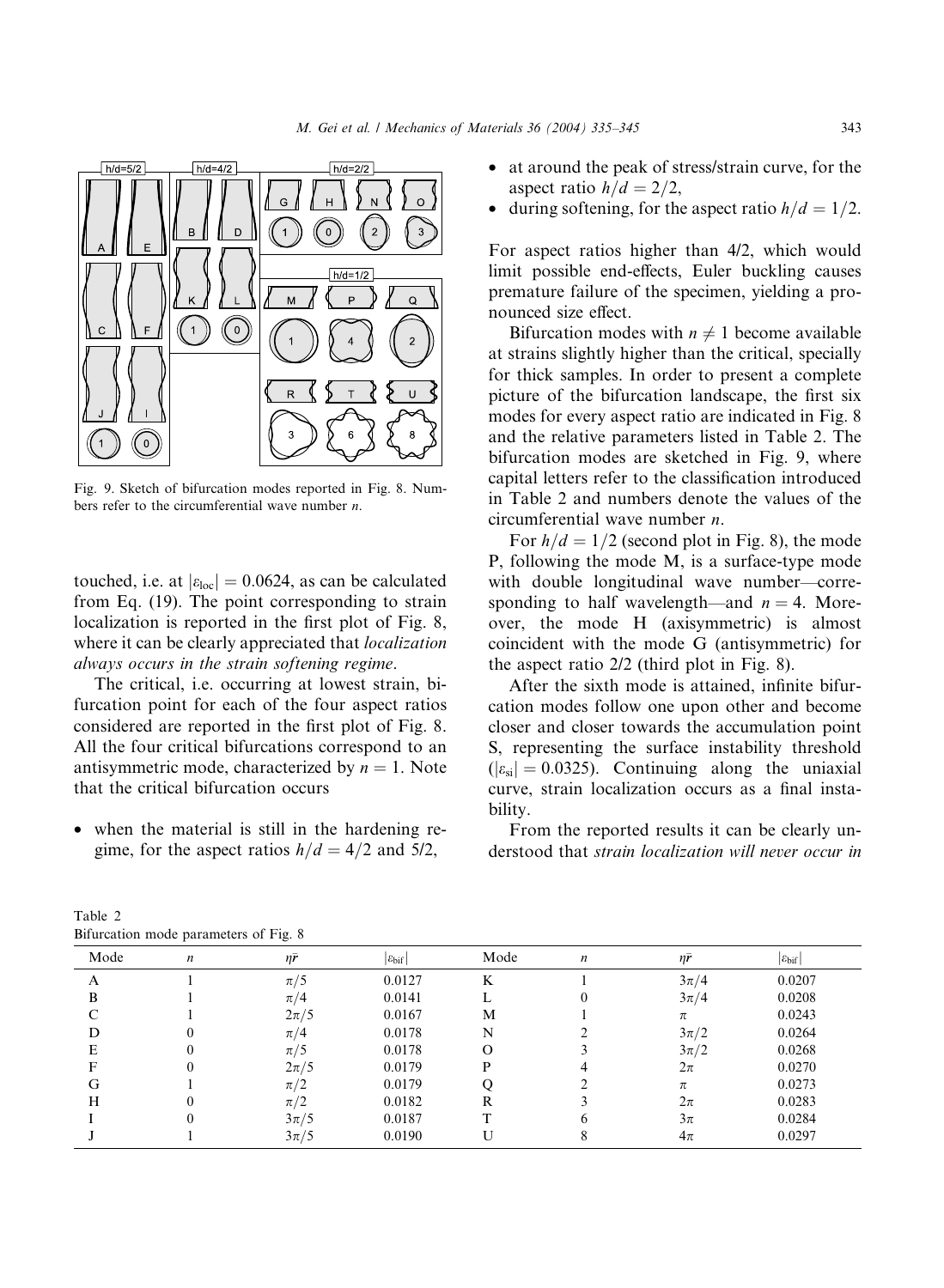Fig. 9. Sketch of bifurcation modes reported in Fig. 8. Numbers refer to the circumferential wave number $n$.

touched, i.e. at $|\varepsilon_{\mathrm{loc}}| = 0.0624$, as can be calculated from Eq. (19). The point corresponding to strain localization is reported in the first plot of Fig. 8, where it can be clearly appreciated that *localization always occurs in the strain softening regime*.

The critical, i.e. occurring at lowest strain, bifurcation point for each of the four aspect ratios considered are reported in the first plot of Fig. 8. All the four critical bifurcations correspond to an antisymmetric mode, characterized by $n = 1$. Note that the critical bifurcation occurs

- when the material is still in the hardening regime, for the aspect ratios $h/d = 4/2$ and 5/2,
- at around the peak of stress/strain curve, for the aspect ratio $h/d = 2/2$,
- during softening, for the aspect ratio $h/d = 1/2$.

For aspect ratios higher than 4/2, which would limit possible end-effects, Euler buckling causes premature failure of the specimen, yielding a pronounced size effect.

Bifurcation modes with $n \neq 1$ become available at strains slightly higher than the critical, specially for thick samples. In order to present a complete picture of the bifurcation landscape, the first six modes for every aspect ratio are indicated in Fig. 8 and the relative parameters listed in Table 2. The bifurcation modes are sketched in Fig. 9, where capital letters refer to the classification introduced in Table 2 and numbers denote the values of the circumferential wave number $n$.

For $h/d = 1/2$ (second plot in Fig. 8), the mode P, following the mode M, is a surface-type mode with double longitudinal wave number—corresponding to half wavelength—and $n = 4$. Moreover, the mode H (axisymmetric) is almost coincident with the mode G (antisymmetric) for the aspect ratio 2/2 (third plot in Fig. 8).

After the sixth mode is attained, infinite bifurcation modes follow one upon other and become closer and closer towards the accumulation point S, representing the surface instability threshold ($|\varepsilon_{\mathrm{si}}| = 0.0325$). Continuing along the uniaxial curve, strain localization occurs as a final instability.

From the reported results it can be clearly understood that *strain localization will never occur in*

Table 2
Bifurcation mode parameters of Fig. 8

| Mode | $n$ | $\eta\bar{r}$ | $\lvert\varepsilon_{\mathrm{bif}}\rvert$ | Mode | $n$ | $\eta\bar{r}$ | $\lvert\varepsilon_{\mathrm{bif}}\rvert$ |
|---|---|---|---|---|---|---|---|
| A | 1 | $\pi/5$ | 0.0127 | K | 1 | $3\pi/4$ | 0.0207 |
| B | 1 | $\pi/4$ | 0.0141 | L | 0 | $3\pi/4$ | 0.0208 |
| C | 1 | $2\pi/5$ | 0.0167 | M | 1 | $\pi$ | 0.0243 |
| D | 0 | $\pi/4$ | 0.0178 | N | 2 | $3\pi/2$ | 0.0264 |
| E | 0 | $\pi/5$ | 0.0178 | O | 3 | $3\pi/2$ | 0.0268 |
| F | 0 | $2\pi/5$ | 0.0179 | P | 4 | $2\pi$ | 0.0270 |
| G | 1 | $\pi/2$ | 0.0179 | Q | 2 | $\pi$ | 0.0273 |
| H | 0 | $\pi/2$ | 0.0182 | R | 3 | $2\pi$ | 0.0283 |
| I | 0 | $3\pi/5$ | 0.0187 | T | 6 | $3\pi$ | 0.0284 |
| J | 1 | $3\pi/5$ | 0.0190 | U | 8 | $4\pi$ | 0.0297 |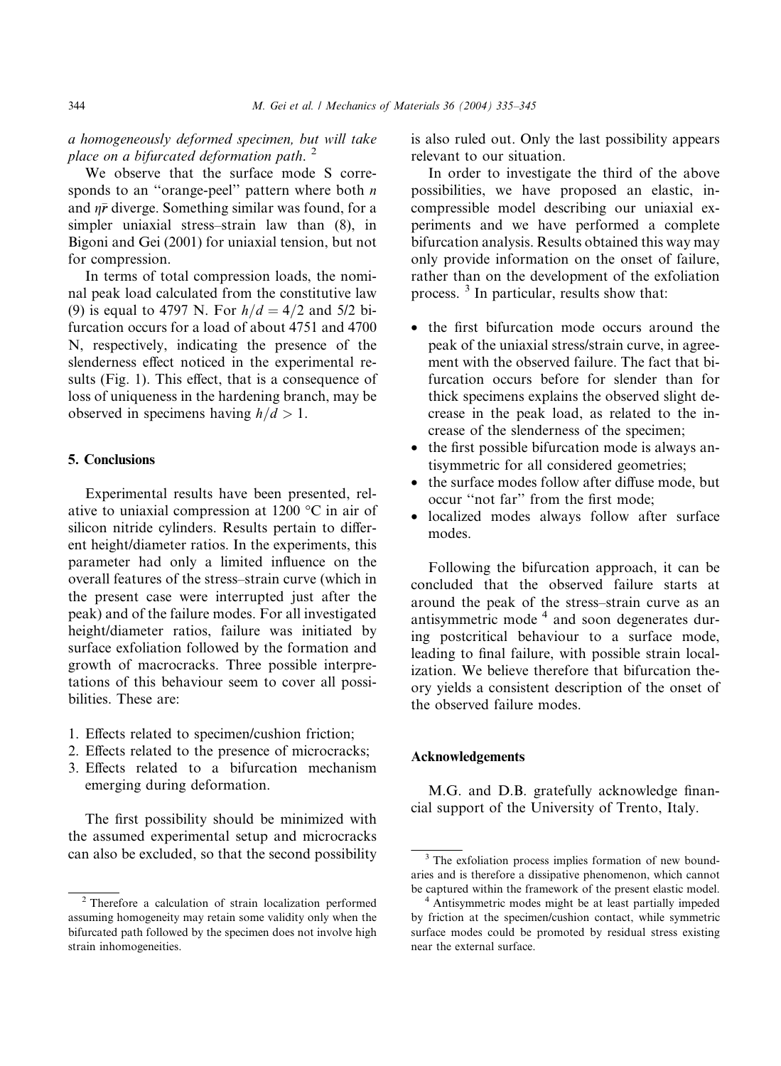*a homogeneously deformed specimen, but will take place on a bifurcated deformation path.* [2]

We observe that the surface mode S corresponds to an "orange-peel" pattern where both $n$ and $\eta\bar{r}$ diverge. Something similar was found, for a simpler uniaxial stress–strain law than (8), in Bigoni and Gei (2001) for uniaxial tension, but not for compression.

In terms of total compression loads, the nominal peak load calculated from the constitutive law (9) is equal to 4797 N. For $h/d = 4/2$ and 5/2 bifurcation occurs for a load of about 4751 and 4700 N, respectively, indicating the presence of the slenderness effect noticed in the experimental results (Fig. 1). This effect, that is a consequence of loss of uniqueness in the hardening branch, may be observed in specimens having $h/d > 1$.

## 5. Conclusions

Experimental results have been presented, relative to uniaxial compression at 1200 °C in air of silicon nitride cylinders. Results pertain to different height/diameter ratios. In the experiments, this parameter had only a limited influence on the overall features of the stress–strain curve (which in the present case were interrupted just after the peak) and of the failure modes. For all investigated height/diameter ratios, failure was initiated by surface exfoliation followed by the formation and growth of macrocracks. Three possible interpretations of this behaviour seem to cover all possibilities. These are:

1. Effects related to specimen/cushion friction;
2. Effects related to the presence of microcracks;
3. Effects related to a bifurcation mechanism emerging during deformation.

The first possibility should be minimized with the assumed experimental setup and microcracks can also be excluded, so that the second possibility is also ruled out. Only the last possibility appears relevant to our situation.

In order to investigate the third of the above possibilities, we have proposed an elastic, incompressible model describing our uniaxial experiments and we have performed a complete bifurcation analysis. Results obtained this way may only provide information on the onset of failure, rather than on the development of the exfoliation process. [3] In particular, results show that:

- the first bifurcation mode occurs around the peak of the uniaxial stress/strain curve, in agreement with the observed failure. The fact that bifurcation occurs before for slender than for thick specimens explains the observed slight decrease in the peak load, as related to the increase of the slenderness of the specimen;
- the first possible bifurcation mode is always antisymmetric for all considered geometries;
- the surface modes follow after diffuse mode, but occur "not far" from the first mode;
- localized modes always follow after surface modes.

Following the bifurcation approach, it can be concluded that the observed failure starts at around the peak of the stress–strain curve as an antisymmetric mode [4] and soon degenerates during postcritical behaviour to a surface mode, leading to final failure, with possible strain localization. We believe therefore that bifurcation theory yields a consistent description of the onset of the observed failure modes.

## Acknowledgements

M.G. and D.B. gratefully acknowledge financial support of the University of Trento, Italy.

---

[2] Therefore a calculation of strain localization performed assuming homogeneity may retain some validity only when the bifurcated path followed by the specimen does not involve high strain inhomogeneities.

[3] The exfoliation process implies formation of new boundaries and is therefore a dissipative phenomenon, which cannot be captured within the framework of the present elastic model.

[4] Antisymmetric modes might be at least partially impeded by friction at the specimen/cushion contact, while symmetric surface modes could be promoted by residual stress existing near the external surface.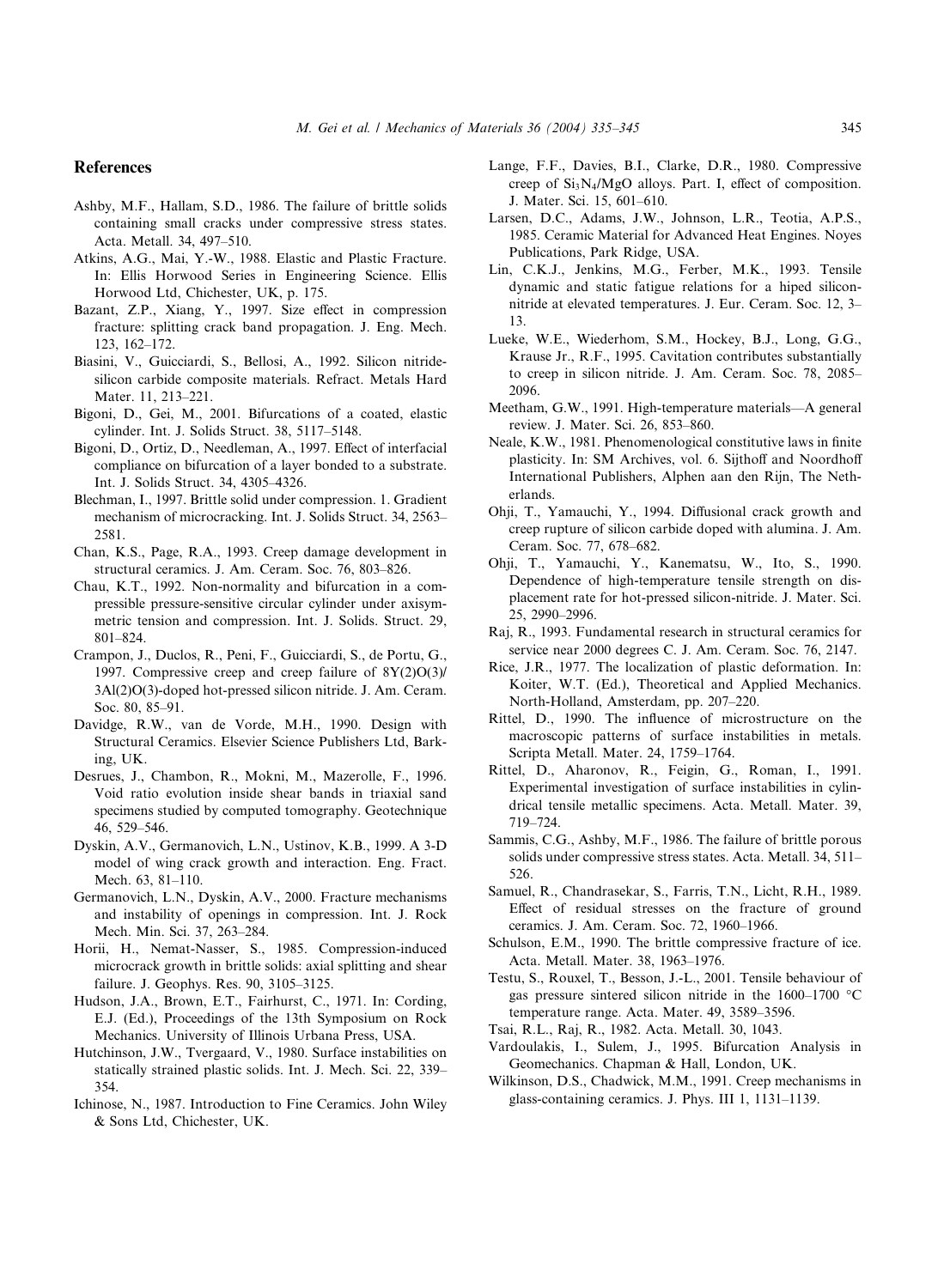## References

Ashby, M.F., Hallam, S.D., 1986. The failure of brittle solids containing small cracks under compressive stress states. Acta. Metall. 34, 497–510.

Atkins, A.G., Mai, Y.-W., 1988. Elastic and Plastic Fracture. In: Ellis Horwood Series in Engineering Science. Ellis Horwood Ltd, Chichester, UK, p. 175.

Bazant, Z.P., Xiang, Y., 1997. Size effect in compression fracture: splitting crack band propagation. J. Eng. Mech. 123, 162–172.

Biasini, V., Guicciardi, S., Bellosi, A., 1992. Silicon nitride-silicon carbide composite materials. Refract. Metals Hard Mater. 11, 213–221.

Bigoni, D., Gei, M., 2001. Bifurcations of a coated, elastic cylinder. Int. J. Solids Struct. 38, 5117–5148.

Bigoni, D., Ortiz, D., Needleman, A., 1997. Effect of interfacial compliance on bifurcation of a layer bonded to a substrate. Int. J. Solids Struct. 34, 4305–4326.

Blechman, I., 1997. Brittle solid under compression. 1. Gradient mechanism of microcracking. Int. J. Solids Struct. 34, 2563–2581.

Chan, K.S., Page, R.A., 1993. Creep damage development in structural ceramics. J. Am. Ceram. Soc. 76, 803–826.

Chau, K.T., 1992. Non-normality and bifurcation in a compressible pressure-sensitive circular cylinder under axisymmetric tension and compression. Int. J. Solids. Struct. 29, 801–824.

Crampon, J., Duclos, R., Peni, F., Guicciardi, S., de Portu, G., 1997. Compressive creep and creep failure of 8Y(2)O(3)/3Al(2)O(3)-doped hot-pressed silicon nitride. J. Am. Ceram. Soc. 80, 85–91.

Davidge, R.W., van de Vorde, M.H., 1990. Design with Structural Ceramics. Elsevier Science Publishers Ltd, Barking, UK.

Desrues, J., Chambon, R., Mokni, M., Mazerolle, F., 1996. Void ratio evolution inside shear bands in triaxial sand specimens studied by computed tomography. Geotechnique 46, 529–546.

Dyskin, A.V., Germanovich, L.N., Ustinov, K.B., 1999. A 3-D model of wing crack growth and interaction. Eng. Fract. Mech. 63, 81–110.

Germanovich, L.N., Dyskin, A.V., 2000. Fracture mechanisms and instability of openings in compression. Int. J. Rock Mech. Min. Sci. 37, 263–284.

Horii, H., Nemat-Nasser, S., 1985. Compression-induced microcrack growth in brittle solids: axial splitting and shear failure. J. Geophys. Res. 90, 3105–3125.

Hudson, J.A., Brown, E.T., Fairhurst, C., 1971. In: Cording, E.J. (Ed.), Proceedings of the 13th Symposium on Rock Mechanics. University of Illinois Urbana Press, USA.

Hutchinson, J.W., Tvergaard, V., 1980. Surface instabilities on statically strained plastic solids. Int. J. Mech. Sci. 22, 339–354.

Ichinose, N., 1987. Introduction to Fine Ceramics. John Wiley & Sons Ltd, Chichester, UK.

Lange, F.F., Davies, B.I., Clarke, D.R., 1980. Compressive creep of $Si_3N_4$/MgO alloys. Part. I, effect of composition. J. Mater. Sci. 15, 601–610.

Larsen, D.C., Adams, J.W., Johnson, L.R., Teotia, A.P.S., 1985. Ceramic Material for Advanced Heat Engines. Noyes Publications, Park Ridge, USA.

Lin, C.K.J., Jenkins, M.G., Ferber, M.K., 1993. Tensile dynamic and static fatigue relations for a hiped silicon-nitride at elevated temperatures. J. Eur. Ceram. Soc. 12, 3–13.

Lueke, W.E., Wiederhom, S.M., Hockey, B.J., Long, G.G., Krause Jr., R.F., 1995. Cavitation contributes substantially to creep in silicon nitride. J. Am. Ceram. Soc. 78, 2085–2096.

Meetham, G.W., 1991. High-temperature materials—A general review. J. Mater. Sci. 26, 853–860.

Neale, K.W., 1981. Phenomenological constitutive laws in finite plasticity. In: SM Archives, vol. 6. Sijthoff and Noordhoff International Publishers, Alphen aan den Rijn, The Netherlands.

Ohji, T., Yamauchi, Y., 1994. Diffusional crack growth and creep rupture of silicon carbide doped with alumina. J. Am. Ceram. Soc. 77, 678–682.

Ohji, T., Yamauchi, Y., Kanematsu, W., Ito, S., 1990. Dependence of high-temperature tensile strength on displacement rate for hot-pressed silicon-nitride. J. Mater. Sci. 25, 2990–2996.

Raj, R., 1993. Fundamental research in structural ceramics for service near 2000 degrees C. J. Am. Ceram. Soc. 76, 2147.

Rice, J.R., 1977. The localization of plastic deformation. In: Koiter, W.T. (Ed.), Theoretical and Applied Mechanics. North-Holland, Amsterdam, pp. 207–220.

Rittel, D., 1990. The influence of microstructure on the macroscopic patterns of surface instabilities in metals. Scripta Metall. Mater. 24, 1759–1764.

Rittel, D., Aharonov, R., Feigin, G., Roman, I., 1991. Experimental investigation of surface instabilities in cylindrical tensile metallic specimens. Acta. Metall. Mater. 39, 719–724.

Sammis, C.G., Ashby, M.F., 1986. The failure of brittle porous solids under compressive stress states. Acta. Metall. 34, 511–526.

Samuel, R., Chandrasekar, S., Farris, T.N., Licht, R.H., 1989. Effect of residual stresses on the fracture of ground ceramics. J. Am. Ceram. Soc. 72, 1960–1966.

Schulson, E.M., 1990. The brittle compressive fracture of ice. Acta. Metall. Mater. 38, 1963–1976.

Testu, S., Rouxel, T., Besson, J.-L., 2001. Tensile behaviour of gas pressure sintered silicon nitride in the 1600–1700 °C temperature range. Acta. Mater. 49, 3589–3596.

Tsai, R.L., Raj, R., 1982. Acta. Metall. 30, 1043.

Vardoulakis, I., Sulem, J., 1995. Bifurcation Analysis in Geomechanics. Chapman & Hall, London, UK.

Wilkinson, D.S., Chadwick, M.M., 1991. Creep mechanisms in glass-containing ceramics. J. Phys. III 1, 1131–1139.